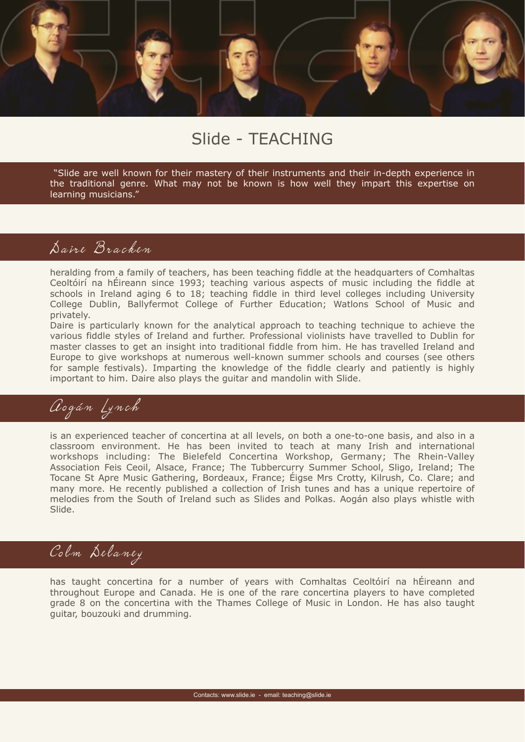# Slide - TEACHING

"Slide are well known for their mastery of their instruments and their in-depth experience in the traditional genre. What may not be known is how well they impart this expertise on learning musicians."

## Daire Bracken

heralding from a family of teachers, has been teaching fiddle at the headquarters of Comhaltas Ceoltóirí na hÉireann since 1993; teaching various aspects of music including the fiddle at schools in Ireland aging 6 to 18; teaching fiddle in third level colleges including University College Dublin, Ballyfermot College of Further Education; Watlons School of Music and privately.

Daire is particularly known for the analytical approach to teaching technique to achieve the various fiddle styles of Ireland and further. Professional violinists have travelled to Dublin for master classes to get an insight into traditional fiddle from him. He has travelled Ireland and Europe to give workshops at numerous well-known summer schools and courses (see others for sample festivals). Imparting the knowledge of the fiddle clearly and patiently is highly important to him. Daire also plays the guitar and mandolin with Slide.

## Aogán Lynch

is an experienced teacher of concertina at all levels, on both a one-to-one basis, and also in a classroom environment. He has been invited to teach at many Irish and international workshops including: The Bielefeld Concertina Workshop, Germany; The Rhein-Valley Association Feis Ceoil, Alsace, France; The Tubbercurry Summer School, Sligo, Ireland; The Tocane St Apre Music Gathering, Bordeaux, France; Éigse Mrs Crotty, Kilrush, Co. Clare; and many more. He recently published a collection of Irish tunes and has a unique repertoire of melodies from the South of Ireland such as Slides and Polkas. Aogán also plays whistle with Slide.

## Colm Delaney

has taught concertina for a number of years with Comhaltas Ceoltóirí na hÉireann and throughout Europe and Canada. He is one of the rare concertina players to have completed grade 8 on the concertina with the Thames College of Music in London. He has also taught guitar, bouzouki and drumming.

Contacts: www.slide.ie - email: teaching@slide.ie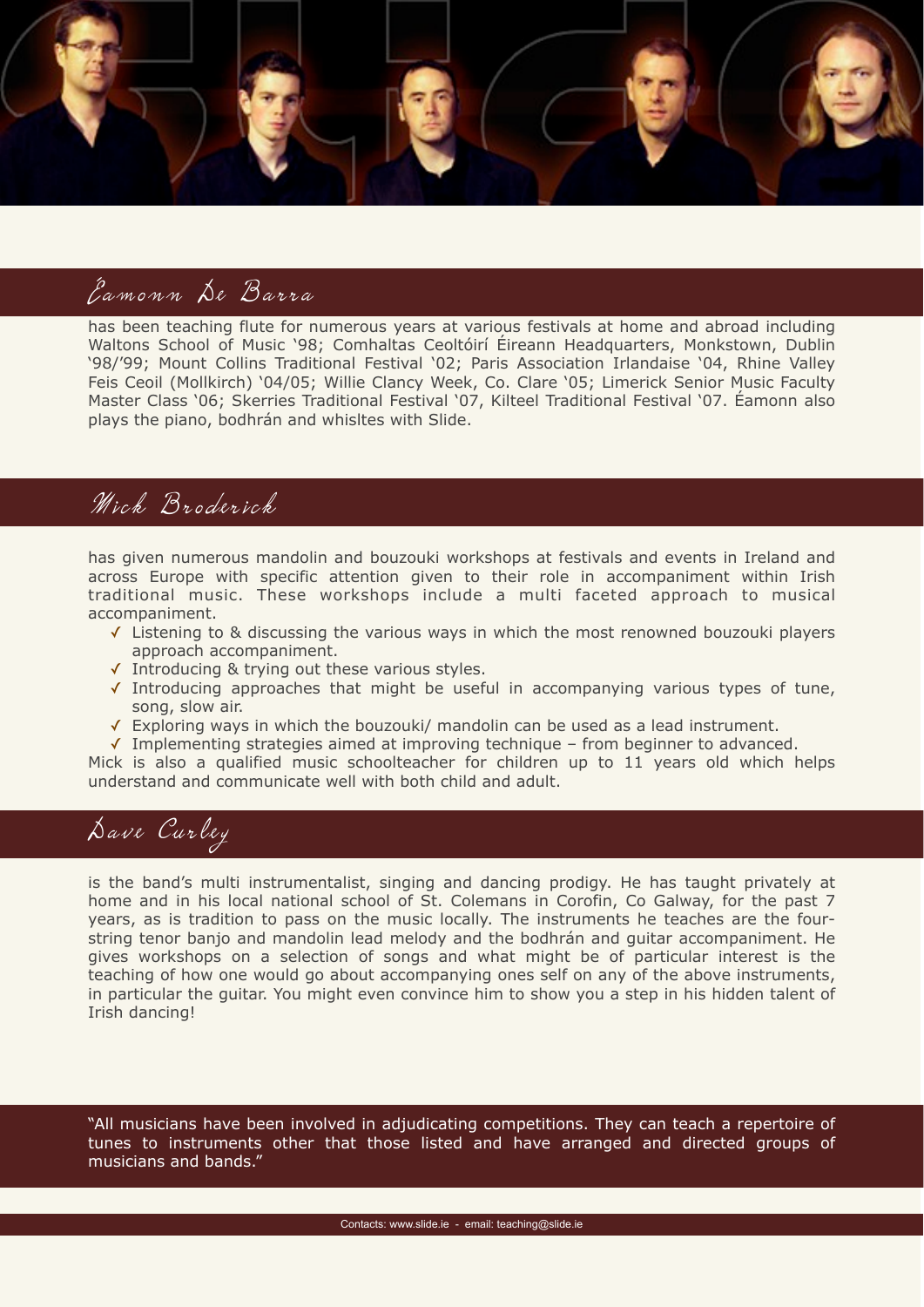## Éamonn De Barra

has been teaching flute for numerous years at various festivals at home and abroad including Waltons School of Music '98; Comhaltas Ceoltóirí Éireann Headquarters, Monkstown, Dublin '98/'99; Mount Collins Traditional Festival '02; Paris Association Irlandaise '04, Rhine Valley Feis Ceoil (Mollkirch) '04/05; Willie Clancy Week, Co. Clare '05; Limerick Senior Music Faculty Master Class '06; Skerries Traditional Festival '07, Kilteel Traditional Festival '07. Éamonn also plays the piano, bodhrán and whisltes with Slide.

## Mick Broderick

has given numerous mandolin and bouzouki workshops at festivals and events in Ireland and across Europe with specific attention given to their role in accompaniment within Irish traditional music. These workshops include a multi faceted approach to musical accompaniment.

- ✓ Listening to & discussing the various ways in which the most renowned bouzouki players approach accompaniment.
- ✓ Introducing & trying out these various styles.
- ✓ Introducing approaches that might be useful in accompanying various types of tune, song, slow air.
- ✓ Exploring ways in which the bouzouki/ mandolin can be used as a lead instrument.
- ✓ Implementing strategies aimed at improving technique – from beginner to advanced.

Mick is also a qualified music schoolteacher for children up to 11 years old which helps understand and communicate well with both child and adult.

## Dave Curley

is the band's multi instrumentalist, singing and dancing prodigy. He has taught privately at home and in his local national school of St. Colemans in Corofin, Co Galway, for the past 7 years, as is tradition to pass on the music locally. The instruments he teaches are the four-string tenor banjo and mandolin lead melody and the bodhrán and guitar accompaniment. He gives workshops on a selection of songs and what might be of particular interest is the teaching of how one would go about accompanying ones self on any of the above instruments, in particular the guitar. You might even convince him to show you a step in his hidden talent of Irish dancing!

"All musicians have been involved in adjudicating competitions. They can teach a repertoire of tunes to instruments other that those listed and have arranged and directed groups of musicians and bands."

Contacts: www.slide.ie - email: teaching@slide.ie